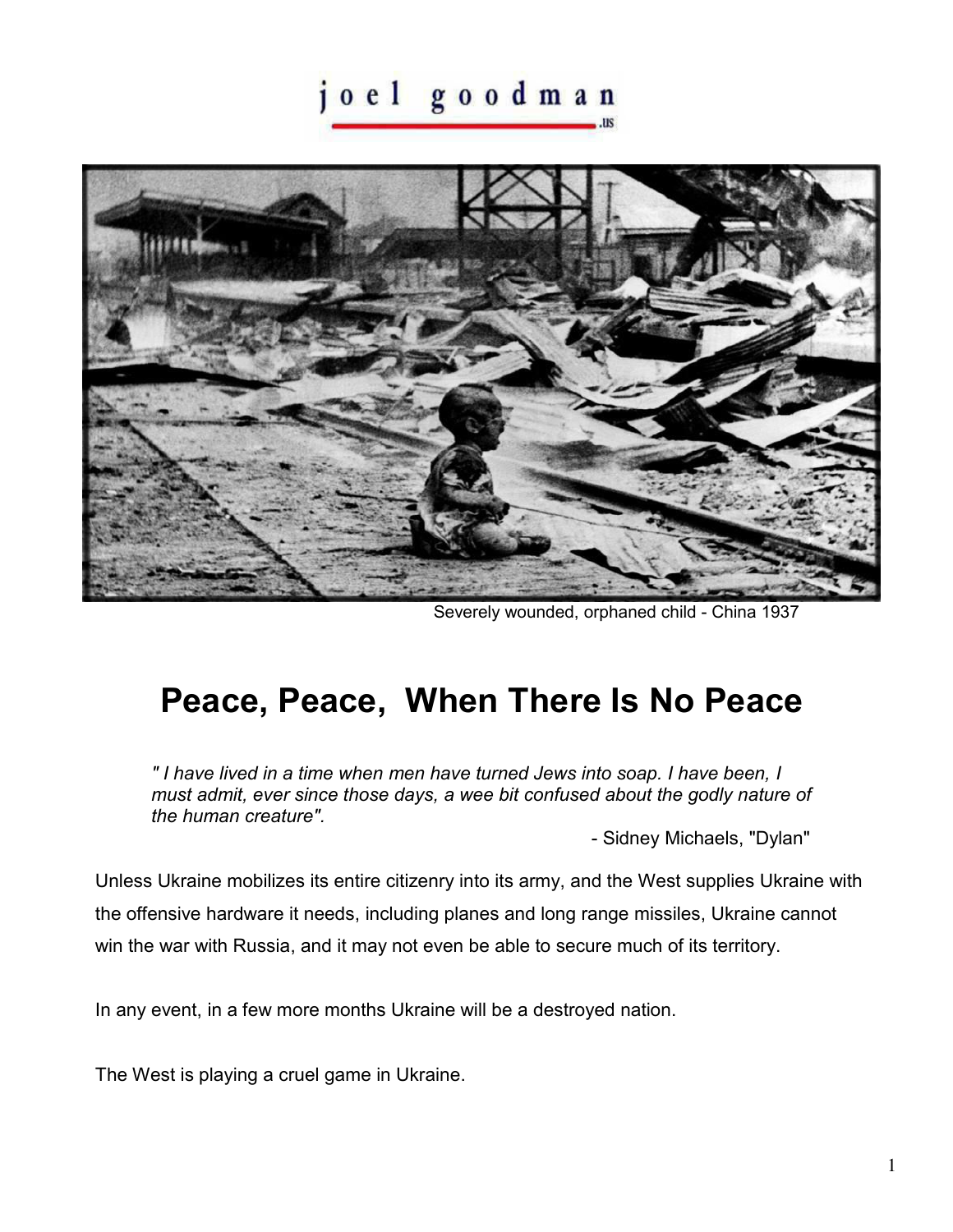joel goodman .us

Severely wounded, orphaned child - China 1937

# Peace, Peace, When There Is No Peace

> *" I have lived in a time when men have turned Jews into soap. I have been, I must admit, ever since those days, a wee bit confused about the godly nature of the human creature".*
>
> \- Sidney Michaels, "Dylan"

Unless Ukraine mobilizes its entire citizenry into its army, and the West supplies Ukraine with the offensive hardware it needs, including planes and long range missiles, Ukraine cannot win the war with Russia, and it may not even be able to secure much of its territory.

In any event, in a few more months Ukraine will be a destroyed nation.

The West is playing a cruel game in Ukraine.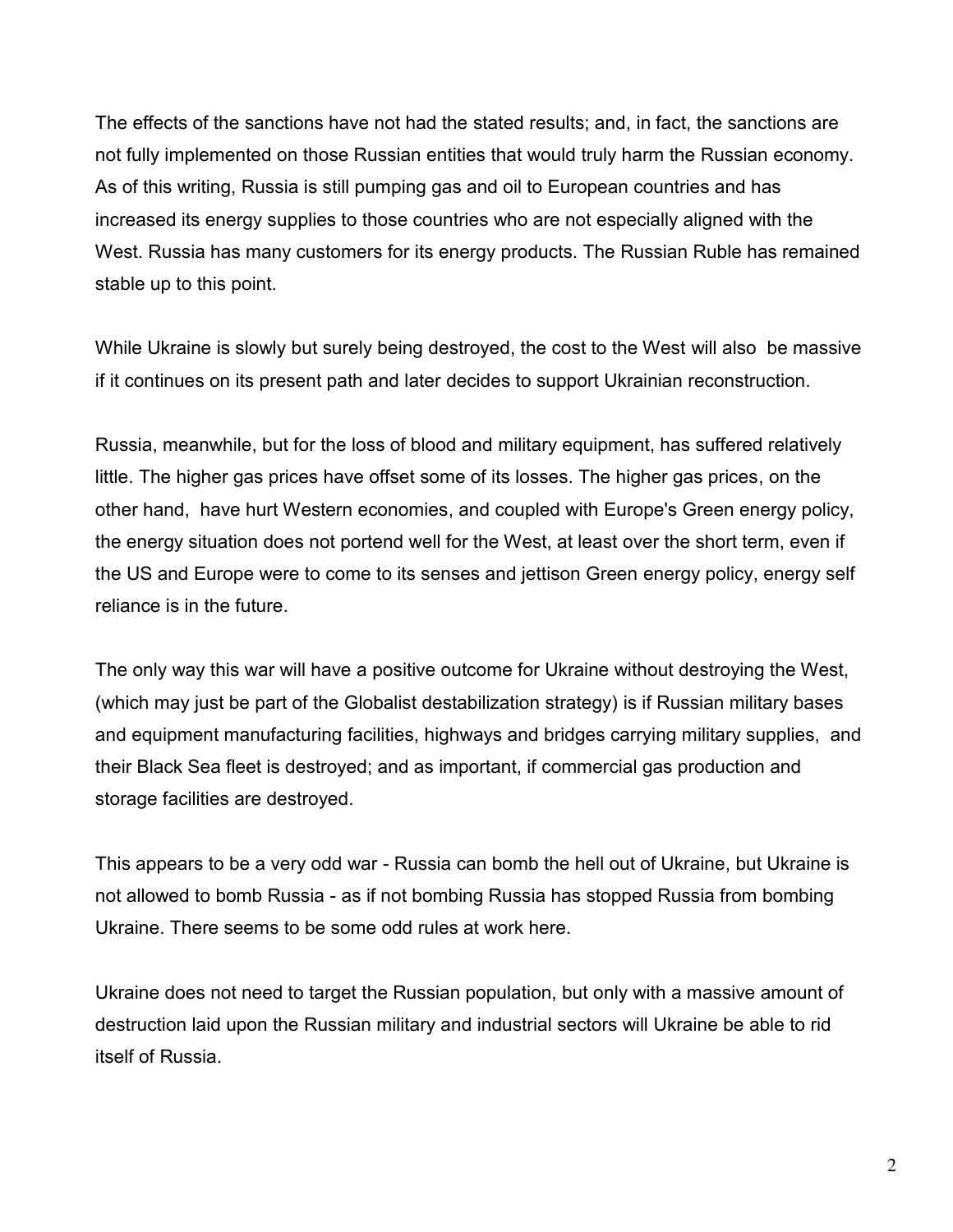The effects of the sanctions have not had the stated results; and, in fact, the sanctions are not fully implemented on those Russian entities that would truly harm the Russian economy. As of this writing, Russia is still pumping gas and oil to European countries and has increased its energy supplies to those countries who are not especially aligned with the West. Russia has many customers for its energy products. The Russian Ruble has remained stable up to this point.

While Ukraine is slowly but surely being destroyed, the cost to the West will also be massive if it continues on its present path and later decides to support Ukrainian reconstruction.

Russia, meanwhile, but for the loss of blood and military equipment, has suffered relatively little. The higher gas prices have offset some of its losses. The higher gas prices, on the other hand, have hurt Western economies, and coupled with Europe's Green energy policy, the energy situation does not portend well for the West, at least over the short term, even if the US and Europe were to come to its senses and jettison Green energy policy, energy self reliance is in the future.

The only way this war will have a positive outcome for Ukraine without destroying the West, (which may just be part of the Globalist destabilization strategy) is if Russian military bases and equipment manufacturing facilities, highways and bridges carrying military supplies, and their Black Sea fleet is destroyed; and as important, if commercial gas production and storage facilities are destroyed.

This appears to be a very odd war - Russia can bomb the hell out of Ukraine, but Ukraine is not allowed to bomb Russia - as if not bombing Russia has stopped Russia from bombing Ukraine. There seems to be some odd rules at work here.

Ukraine does not need to target the Russian population, but only with a massive amount of destruction laid upon the Russian military and industrial sectors will Ukraine be able to rid itself of Russia.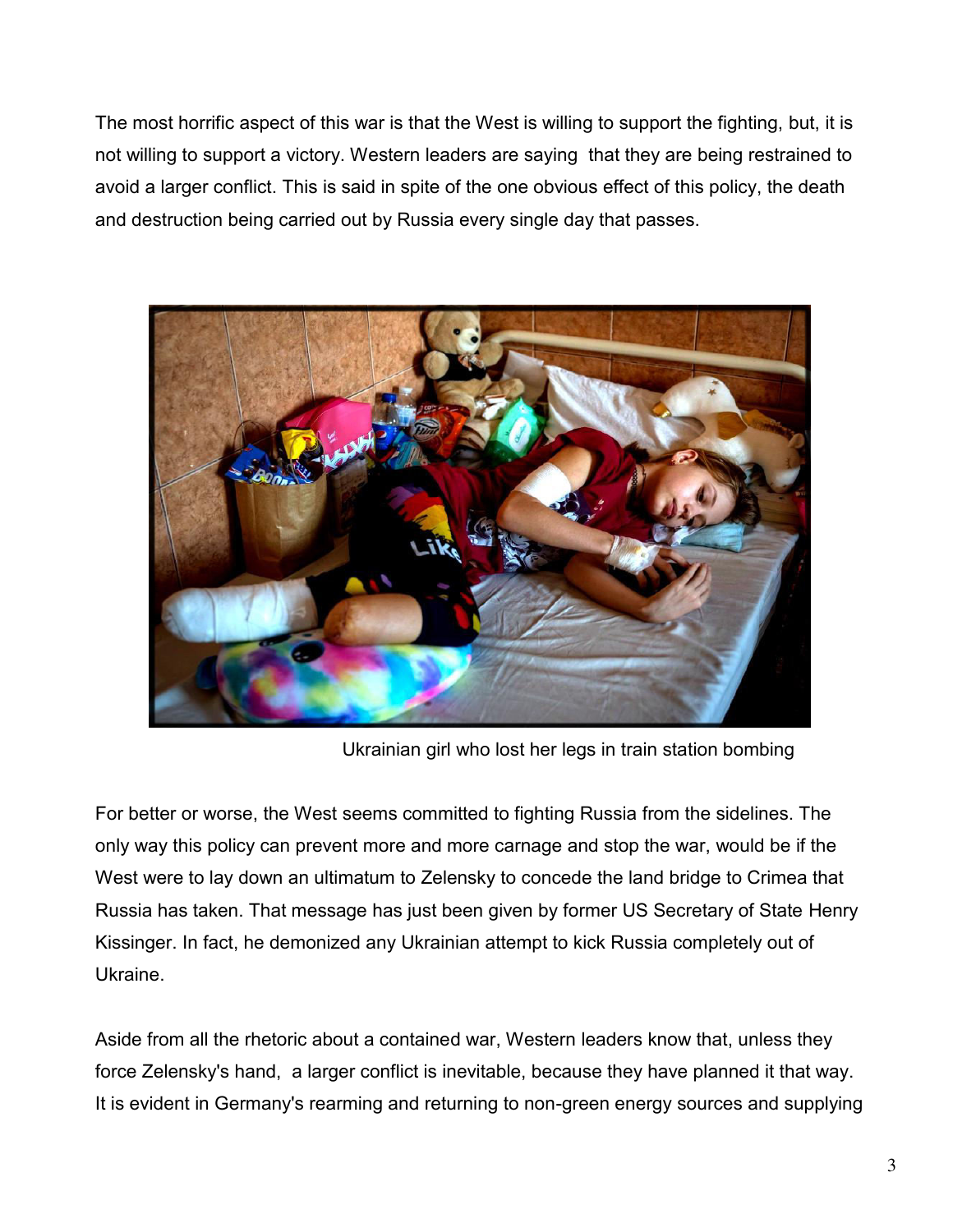The most horrific aspect of this war is that the West is willing to support the fighting, but, it is not willing to support a victory. Western leaders are saying  that they are being restrained to avoid a larger conflict. This is said in spite of the one obvious effect of this policy, the death and destruction being carried out by Russia every single day that passes.

Ukrainian girl who lost her legs in train station bombing

For better or worse, the West seems committed to fighting Russia from the sidelines. The only way this policy can prevent more and more carnage and stop the war, would be if the West were to lay down an ultimatum to Zelensky to concede the land bridge to Crimea that Russia has taken. That message has just been given by former US Secretary of State Henry Kissinger. In fact, he demonized any Ukrainian attempt to kick Russia completely out of Ukraine.

Aside from all the rhetoric about a contained war, Western leaders know that, unless they force Zelensky's hand,  a larger conflict is inevitable, because they have planned it that way. It is evident in Germany's rearming and returning to non-green energy sources and supplying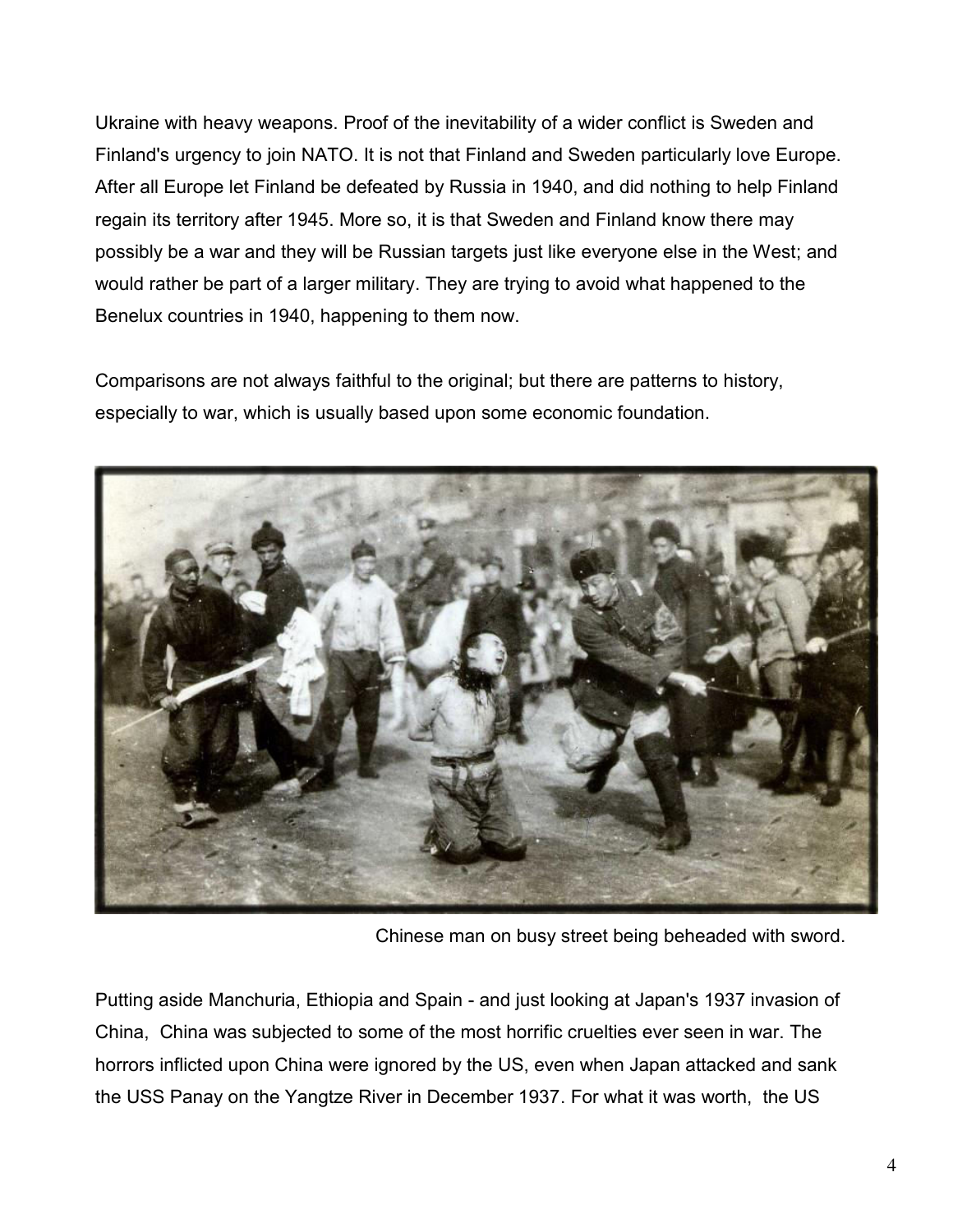Ukraine with heavy weapons. Proof of the inevitability of a wider conflict is Sweden and Finland's urgency to join NATO. It is not that Finland and Sweden particularly love Europe. After all Europe let Finland be defeated by Russia in 1940, and did nothing to help Finland regain its territory after 1945. More so, it is that Sweden and Finland know there may possibly be a war and they will be Russian targets just like everyone else in the West; and would rather be part of a larger military. They are trying to avoid what happened to the Benelux countries in 1940, happening to them now.

Comparisons are not always faithful to the original; but there are patterns to history, especially to war, which is usually based upon some economic foundation.

Chinese man on busy street being beheaded with sword.

Putting aside Manchuria, Ethiopia and Spain - and just looking at Japan's 1937 invasion of China, China was subjected to some of the most horrific cruelties ever seen in war. The horrors inflicted upon China were ignored by the US, even when Japan attacked and sank the USS Panay on the Yangtze River in December 1937. For what it was worth, the US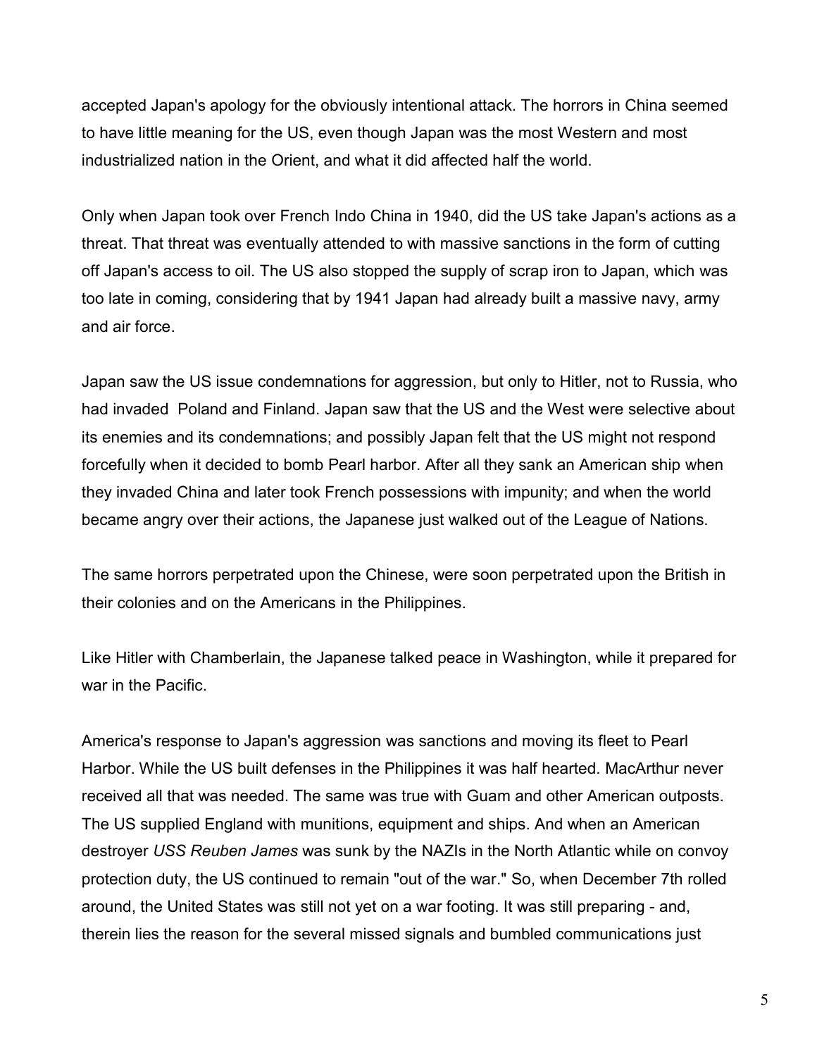accepted Japan's apology for the obviously intentional attack. The horrors in China seemed to have little meaning for the US, even though Japan was the most Western and most industrialized nation in the Orient, and what it did affected half the world.

Only when Japan took over French Indo China in 1940, did the US take Japan's actions as a threat. That threat was eventually attended to with massive sanctions in the form of cutting off Japan's access to oil. The US also stopped the supply of scrap iron to Japan, which was too late in coming, considering that by 1941 Japan had already built a massive navy, army and air force.

Japan saw the US issue condemnations for aggression, but only to Hitler, not to Russia, who had invaded Poland and Finland. Japan saw that the US and the West were selective about its enemies and its condemnations; and possibly Japan felt that the US might not respond forcefully when it decided to bomb Pearl harbor. After all they sank an American ship when they invaded China and later took French possessions with impunity; and when the world became angry over their actions, the Japanese just walked out of the League of Nations.

The same horrors perpetrated upon the Chinese, were soon perpetrated upon the British in their colonies and on the Americans in the Philippines.

Like Hitler with Chamberlain, the Japanese talked peace in Washington, while it prepared for war in the Pacific.

America's response to Japan's aggression was sanctions and moving its fleet to Pearl Harbor. While the US built defenses in the Philippines it was half hearted. MacArthur never received all that was needed. The same was true with Guam and other American outposts. The US supplied England with munitions, equipment and ships. And when an American destroyer *USS Reuben James* was sunk by the NAZIs in the North Atlantic while on convoy protection duty, the US continued to remain "out of the war." So, when December 7th rolled around, the United States was still not yet on a war footing. It was still preparing - and, therein lies the reason for the several missed signals and bumbled communications just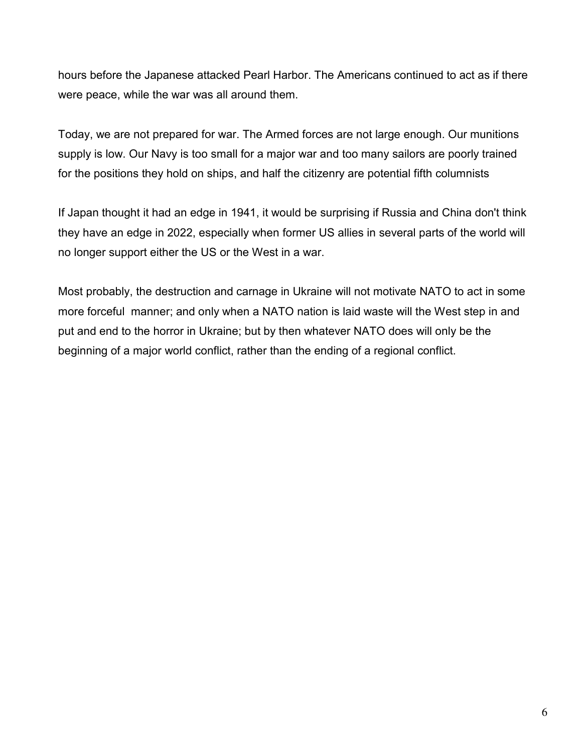hours before the Japanese attacked Pearl Harbor. The Americans continued to act as if there were peace, while the war was all around them.

Today, we are not prepared for war. The Armed forces are not large enough. Our munitions supply is low. Our Navy is too small for a major war and too many sailors are poorly trained for the positions they hold on ships, and half the citizenry are potential fifth columnists

If Japan thought it had an edge in 1941, it would be surprising if Russia and China don't think they have an edge in 2022, especially when former US allies in several parts of the world will no longer support either the US or the West in a war.

Most probably, the destruction and carnage in Ukraine will not motivate NATO to act in some more forceful manner; and only when a NATO nation is laid waste will the West step in and put and end to the horror in Ukraine; but by then whatever NATO does will only be the beginning of a major world conflict, rather than the ending of a regional conflict.